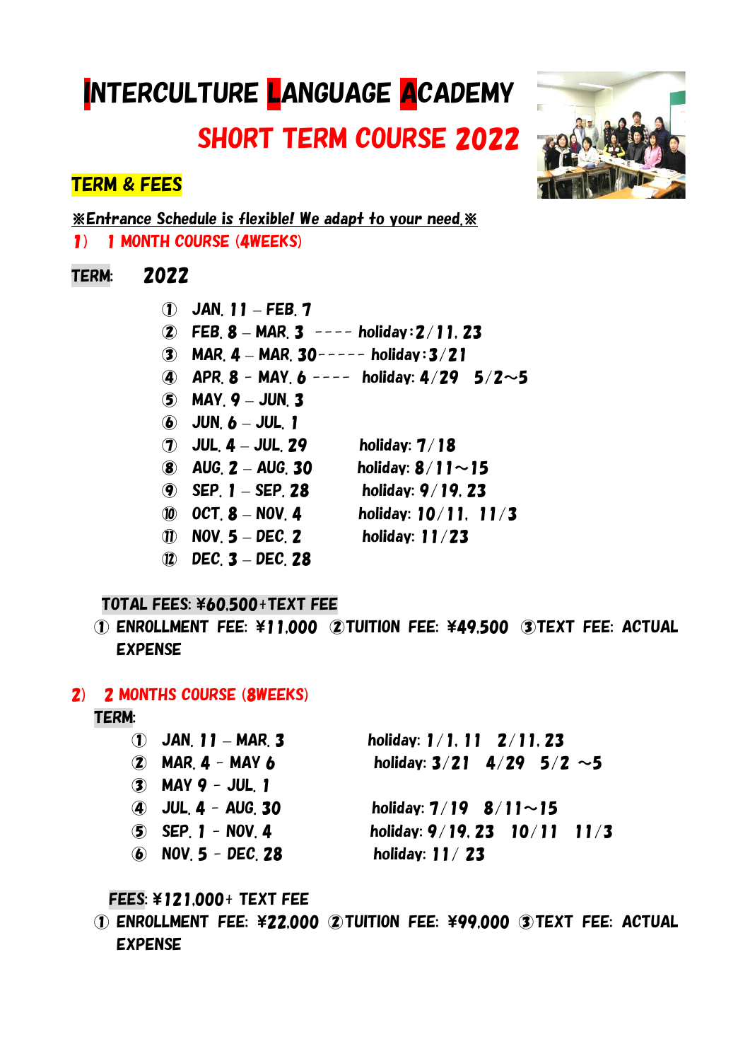# INTERCULTURE LANGUAGE ACADEMY

## SHORT TERM COURSE 2022

### TERM & FEES

※Entrance Schedule is flexible! We adapt to your need.※

**1) 1 MONTH COURSE (4WEEKS)**

**TERM: 2022**

① JAN. 11 – FEB. 7
② FEB. 8 – MAR. 3 ---- holiday:2/11, 23
③ MAR. 4 – MAR. 30----- holiday:3/21
④ APR. 8 - MAY. 6 ---- holiday: 4/29 5/2~5
⑤ MAY. 9 – JUN. 3
⑥ JUN. 6 – JUL. 1
⑦ JUL. 4 – JUL. 29 holiday: 7/18
⑧ AUG. 2 – AUG. 30 holiday: 8/11~15
⑨ SEP. 1 – SEP. 28 holiday: 9/19, 23
⑩ OCT. 8 – NOV. 4 holiday: 10/11, 11/3
⑪ NOV. 5 – DEC. 2 holiday: 11/23
⑫ DEC. 3 – DEC. 28

**TOTAL FEES: ¥60,500+TEXT FEE**

① ENROLLMENT FEE: ¥11,000 ②TUITION FEE: ¥49,500 ③TEXT FEE: ACTUAL EXPENSE

**2) 2 MONTHS COURSE (8WEEKS)**

**TERM:**

① JAN. 11 – MAR. 3 holiday: 1/1, 11 2/11, 23
② MAR. 4 - MAY 6 holiday: 3/21 4/29 5/2 ~5
③ MAY 9 - JUL. 1
④ JUL. 4 - AUG. 30 holiday: 7/19 8/11~15
⑤ SEP. 1 - NOV. 4 holiday: 9/19, 23 10/11 11/3
⑥ NOV. 5 - DEC. 28 holiday: 11/ 23

**FEES: ¥121,000+ TEXT FEE**

① ENROLLMENT FEE: ¥22,000 ②TUITION FEE: ¥99,000 ③TEXT FEE: ACTUAL EXPENSE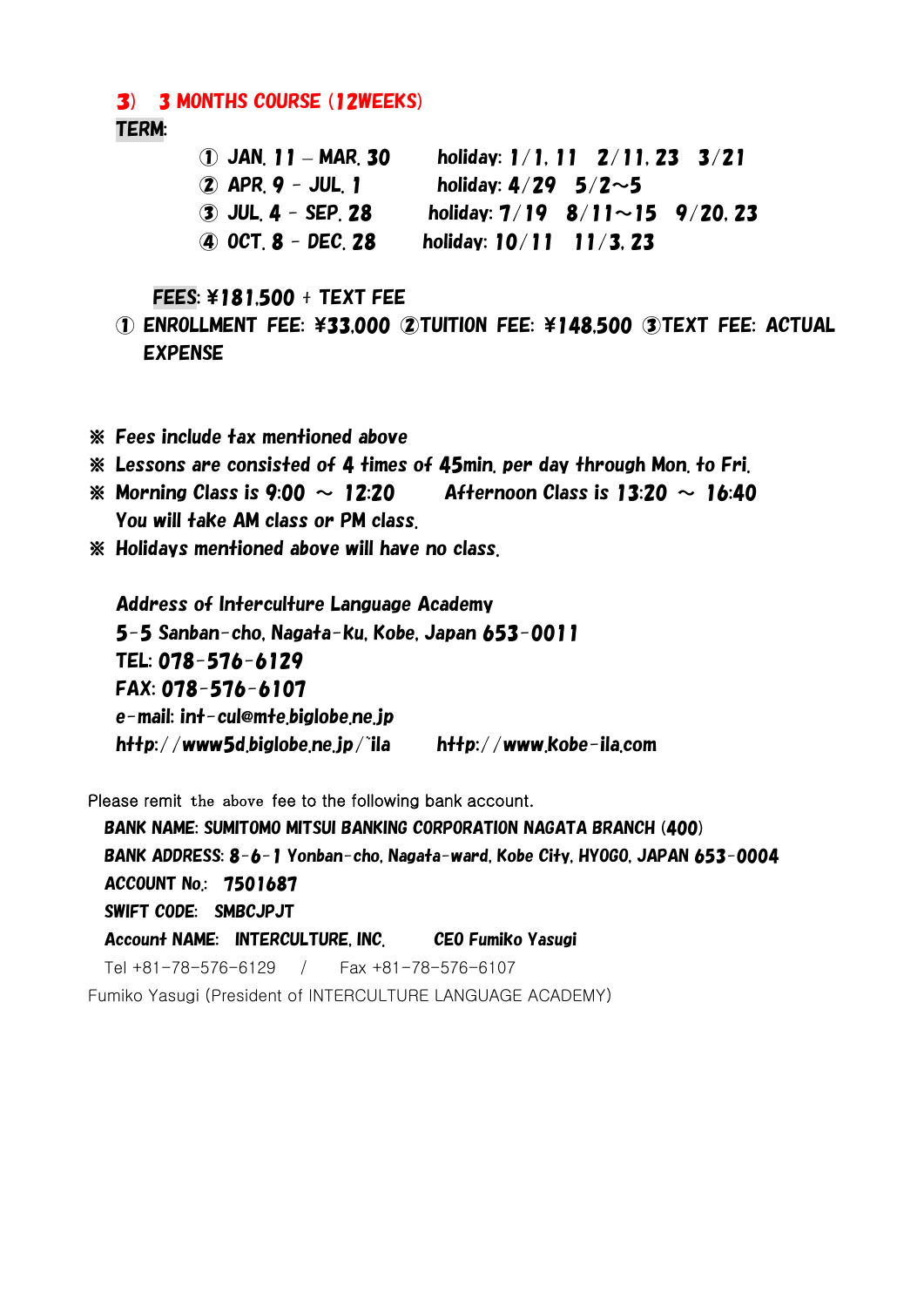### 3) 3 MONTHS COURSE (12WEEKS)

**TERM:**

| | |
|---|---|
| ① JAN. 11 – MAR. 30 | holiday: 1/1, 11 2/11, 23 3/21 |
| ② APR. 9 - JUL. 1 | holiday: 4/29 5/2~5 |
| ③ JUL. 4 - SEP. 28 | holiday: 7/19 8/11~15 9/20, 23 |
| ④ OCT. 8 - DEC. 28 | holiday: 10/11 11/3, 23 |

**FEES**: ¥181,500 + TEXT FEE

① ENROLLMENT FEE: ¥33,000 ②TUITION FEE: ¥148,500 ③TEXT FEE: ACTUAL EXPENSE

- ※ *Fees include tax mentioned above*
- ※ *Lessons are consisted of 4 times of 45min. per day through Mon. to Fri.*
- ※ *Morning Class is 9:00 ~ 12:20 Afternoon Class is 13:20 ~ 16:40*
  *You will take AM class or PM class.*
- ※ *Holidays mentioned above will have no class.*

*Address of Interculture Language Academy*
*5-5 Sanban-cho, Nagata-Ku, Kobe, Japan 653-0011*
TEL: 078-576-6129
FAX: 078-576-6107
*e-mail: int-cul@mte.biglobe.ne.jp*
*http://www5d.biglobe.ne.jp/˜ila* *http://www.kobe-ila.com*

Please remit the above fee to the following bank account.

BANK NAME: SUMITOMO MITSUI BANKING CORPORATION NAGATA BRANCH (400)
BANK ADDRESS: 8-6-1 Yonban-cho, Nagata-ward, Kobe City, HYOGO, JAPAN 653-0004
ACCOUNT No.: 7501687
SWIFT CODE: SMBCJPJT
Account NAME: INTERCULTURE, INC. CEO Fumiko Yasugi
Tel +81-78-576-6129 / Fax +81-78-576-6107

Fumiko Yasugi (President of INTERCULTURE LANGUAGE ACADEMY)